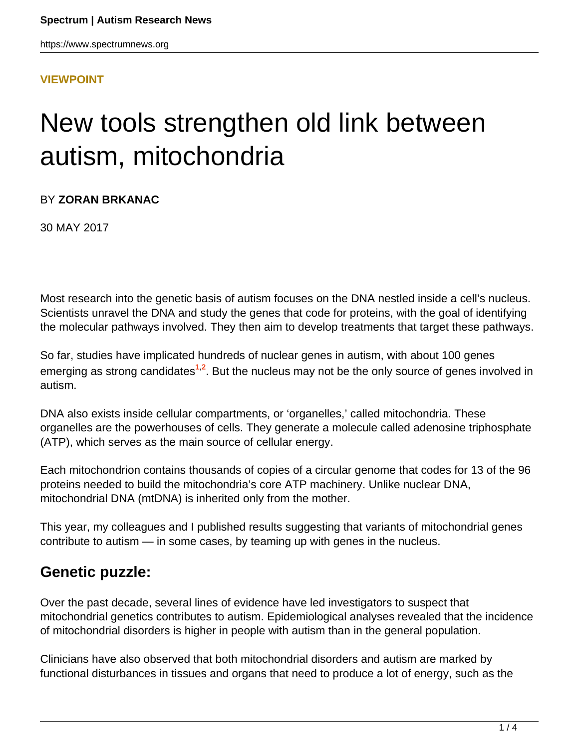**VIEWPOINT**

# New tools strengthen old link between autism, mitochondria

BY **ZORAN BRKANAC**

30 MAY 2017

Most research into the genetic basis of autism focuses on the DNA nestled inside a cell's nucleus. Scientists unravel the DNA and study the genes that code for proteins, with the goal of identifying the molecular pathways involved. They then aim to develop treatments that target these pathways.

So far, studies have implicated hundreds of nuclear genes in autism, with about 100 genes emerging as strong candidates[1,2]. But the nucleus may not be the only source of genes involved in autism.

DNA also exists inside cellular compartments, or 'organelles,' called mitochondria. These organelles are the powerhouses of cells. They generate a molecule called adenosine triphosphate (ATP), which serves as the main source of cellular energy.

Each mitochondrion contains thousands of copies of a circular genome that codes for 13 of the 96 proteins needed to build the mitochondria's core ATP machinery. Unlike nuclear DNA, mitochondrial DNA (mtDNA) is inherited only from the mother.

This year, my colleagues and I published results suggesting that variants of mitochondrial genes contribute to autism — in some cases, by teaming up with genes in the nucleus.

## Genetic puzzle:

Over the past decade, several lines of evidence have led investigators to suspect that mitochondrial genetics contributes to autism. Epidemiological analyses revealed that the incidence of mitochondrial disorders is higher in people with autism than in the general population.

Clinicians have also observed that both mitochondrial disorders and autism are marked by functional disturbances in tissues and organs that need to produce a lot of energy, such as the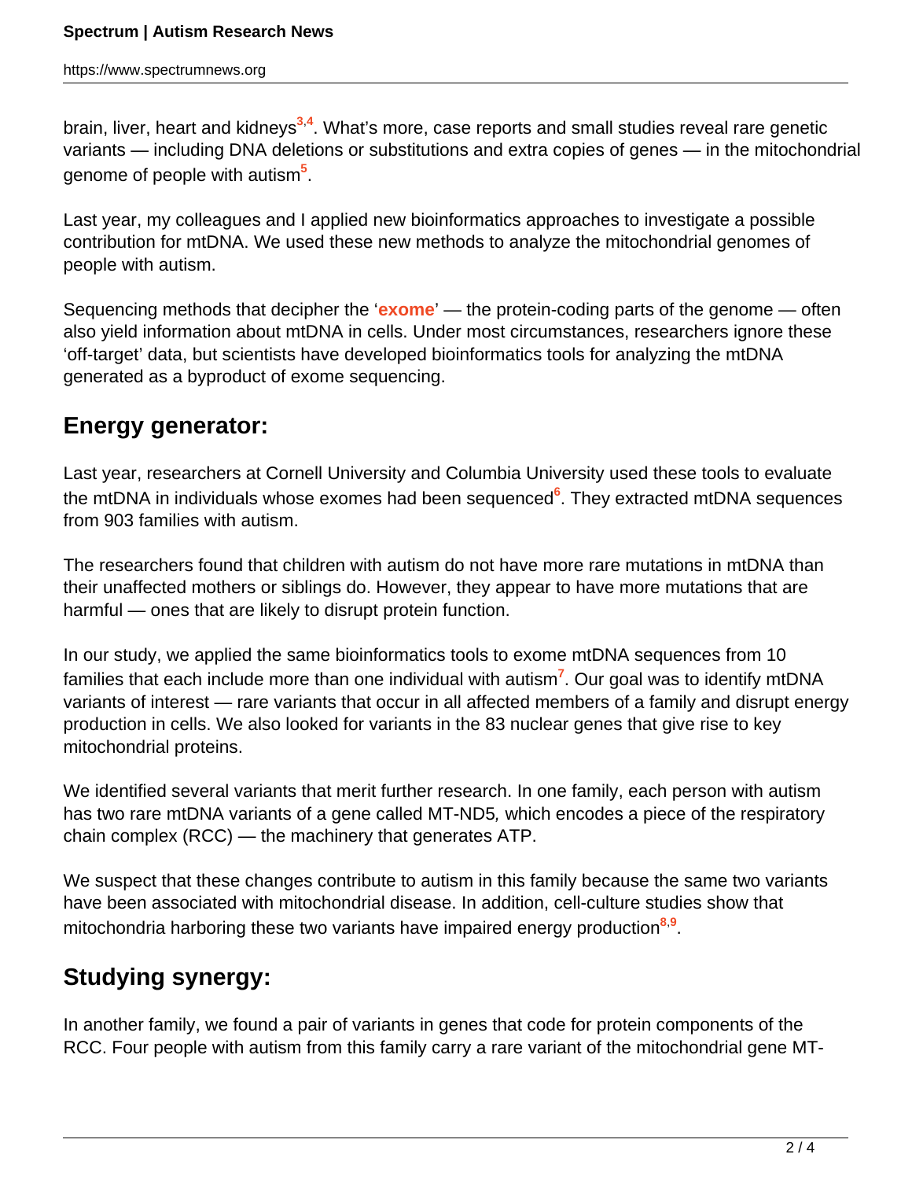brain, liver, heart and kidneys[3,4]. What's more, case reports and small studies reveal rare genetic variants — including DNA deletions or substitutions and extra copies of genes — in the mitochondrial genome of people with autism[5].

Last year, my colleagues and I applied new bioinformatics approaches to investigate a possible contribution for mtDNA. We used these new methods to analyze the mitochondrial genomes of people with autism.

Sequencing methods that decipher the '**exome**' — the protein-coding parts of the genome — often also yield information about mtDNA in cells. Under most circumstances, researchers ignore these 'off-target' data, but scientists have developed bioinformatics tools for analyzing the mtDNA generated as a byproduct of exome sequencing.

## Energy generator:

Last year, researchers at Cornell University and Columbia University used these tools to evaluate the mtDNA in individuals whose exomes had been sequenced[6]. They extracted mtDNA sequences from 903 families with autism.

The researchers found that children with autism do not have more rare mutations in mtDNA than their unaffected mothers or siblings do. However, they appear to have more mutations that are harmful — ones that are likely to disrupt protein function.

In our study, we applied the same bioinformatics tools to exome mtDNA sequences from 10 families that each include more than one individual with autism[7]. Our goal was to identify mtDNA variants of interest — rare variants that occur in all affected members of a family and disrupt energy production in cells. We also looked for variants in the 83 nuclear genes that give rise to key mitochondrial proteins.

We identified several variants that merit further research. In one family, each person with autism has two rare mtDNA variants of a gene called MT-ND5*,* which encodes a piece of the respiratory chain complex (RCC) — the machinery that generates ATP.

We suspect that these changes contribute to autism in this family because the same two variants have been associated with mitochondrial disease. In addition, cell-culture studies show that mitochondria harboring these two variants have impaired energy production[8,9].

## Studying synergy:

In another family, we found a pair of variants in genes that code for protein components of the RCC. Four people with autism from this family carry a rare variant of the mitochondrial gene MT-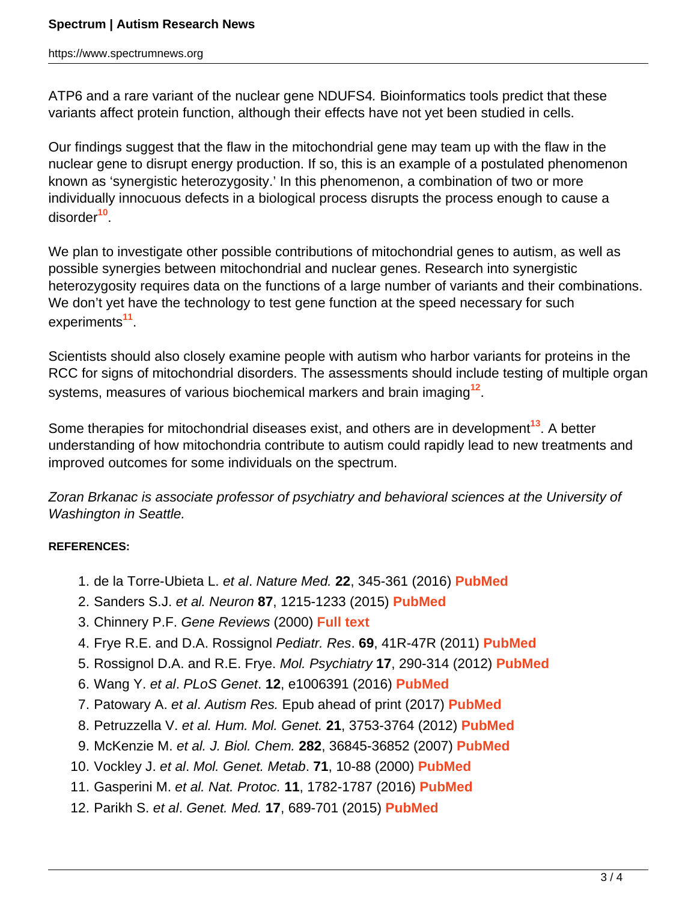ATP6 and a rare variant of the nuclear gene NDUFS4. Bioinformatics tools predict that these variants affect protein function, although their effects have not yet been studied in cells.

Our findings suggest that the flaw in the mitochondrial gene may team up with the flaw in the nuclear gene to disrupt energy production. If so, this is an example of a postulated phenomenon known as 'synergistic heterozygosity.' In this phenomenon, a combination of two or more individually innocuous defects in a biological process disrupts the process enough to cause a disorder[10].

We plan to investigate other possible contributions of mitochondrial genes to autism, as well as possible synergies between mitochondrial and nuclear genes. Research into synergistic heterozygosity requires data on the functions of a large number of variants and their combinations. We don't yet have the technology to test gene function at the speed necessary for such experiments[11].

Scientists should also closely examine people with autism who harbor variants for proteins in the RCC for signs of mitochondrial disorders. The assessments should include testing of multiple organ systems, measures of various biochemical markers and brain imaging[12].

Some therapies for mitochondrial diseases exist, and others are in development[13]. A better understanding of how mitochondria contribute to autism could rapidly lead to new treatments and improved outcomes for some individuals on the spectrum.

*Zoran Brkanac is associate professor of psychiatry and behavioral sciences at the University of Washington in Seattle.*

**REFERENCES:**

1. de la Torre-Ubieta L. *et al*. *Nature Med.* **22**, 345-361 (2016) **PubMed**
2. Sanders S.J. *et al. Neuron* **87**, 1215-1233 (2015) **PubMed**
3. Chinnery P.F. *Gene Reviews* (2000) **Full text**
4. Frye R.E. and D.A. Rossignol *Pediatr. Res*. **69**, 41R-47R (2011) **PubMed**
5. Rossignol D.A. and R.E. Frye. *Mol. Psychiatry* **17**, 290-314 (2012) **PubMed**
6. Wang Y. *et al*. *PLoS Genet*. **12**, e1006391 (2016) **PubMed**
7. Patowary A. *et al*. *Autism Res.* Epub ahead of print (2017) **PubMed**
8. Petruzzella V. *et al. Hum. Mol. Genet.* **21**, 3753-3764 (2012) **PubMed**
9. McKenzie M. *et al. J. Biol. Chem.* **282**, 36845-36852 (2007) **PubMed**
10. Vockley J. *et al*. *Mol. Genet. Metab*. **71**, 10-88 (2000) **PubMed**
11. Gasperini M. *et al. Nat. Protoc.* **11**, 1782-1787 (2016) **PubMed**
12. Parikh S. *et al*. *Genet. Med.* **17**, 689-701 (2015) **PubMed**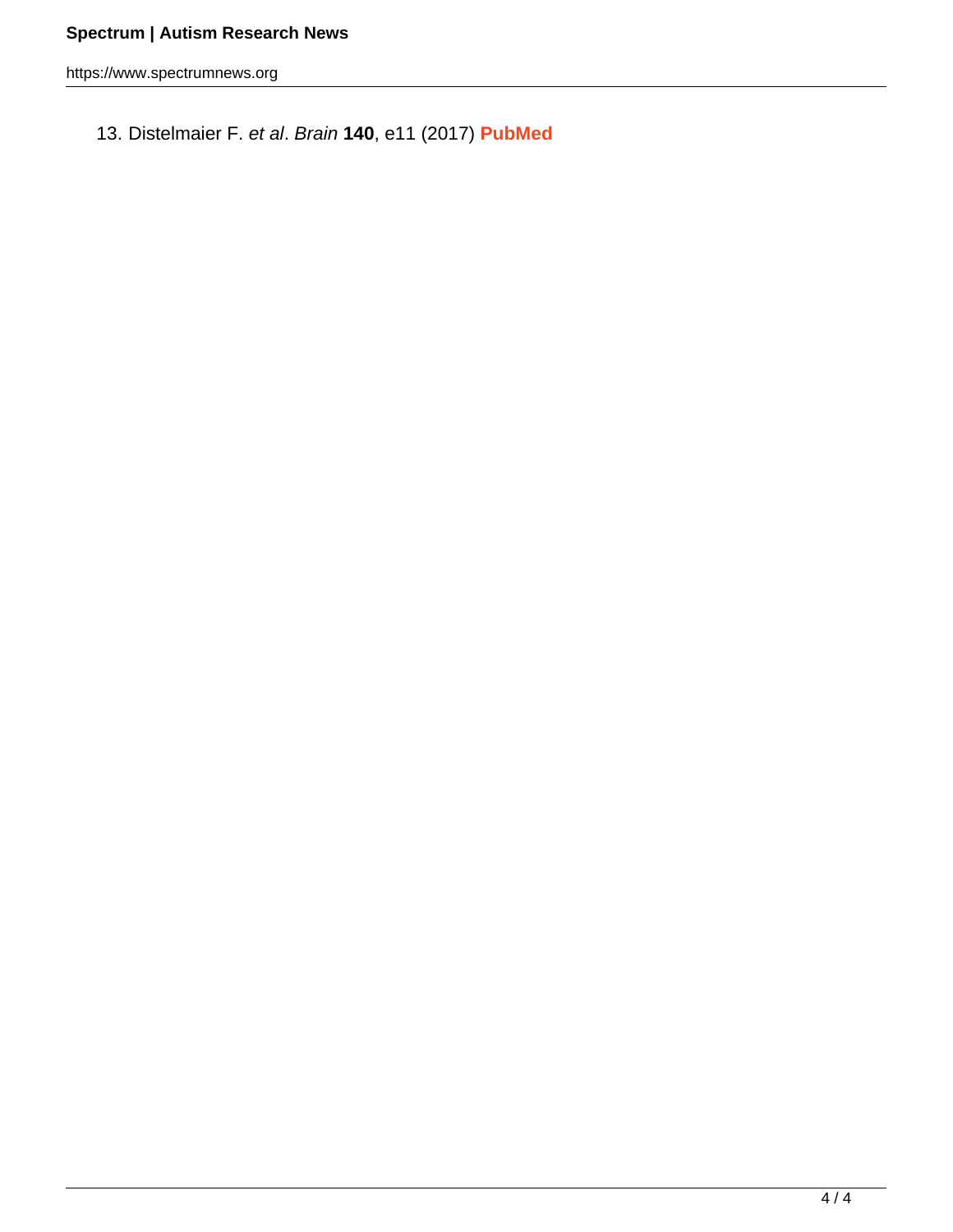13. Distelmaier F. *et al*. *Brain* **140**, e11 (2017) **PubMed**